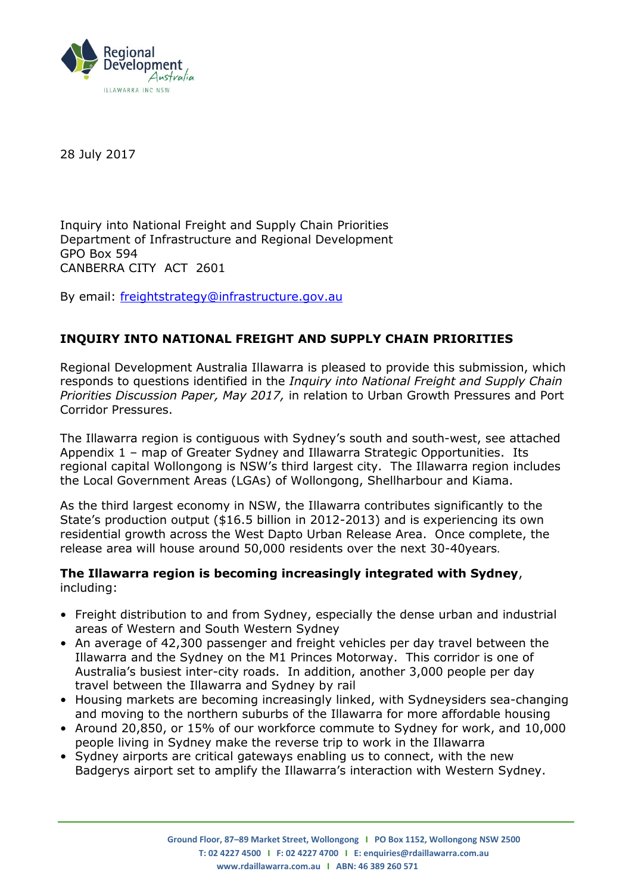Regional Development Australia
ILLAWARRA INC NSW

28 July 2017

Inquiry into National Freight and Supply Chain Priorities
Department of Infrastructure and Regional Development
GPO Box 594
CANBERRA CITY ACT 2601

By email: freightstrategy@infrastructure.gov.au

## INQUIRY INTO NATIONAL FREIGHT AND SUPPLY CHAIN PRIORITIES

Regional Development Australia Illawarra is pleased to provide this submission, which responds to questions identified in the *Inquiry into National Freight and Supply Chain Priorities Discussion Paper, May 2017,* in relation to Urban Growth Pressures and Port Corridor Pressures.

The Illawarra region is contiguous with Sydney's south and south-west, see attached Appendix 1 – map of Greater Sydney and Illawarra Strategic Opportunities. Its regional capital Wollongong is NSW's third largest city. The Illawarra region includes the Local Government Areas (LGAs) of Wollongong, Shellharbour and Kiama.

As the third largest economy in NSW, the Illawarra contributes significantly to the State's production output ($16.5 billion in 2012-2013) and is experiencing its own residential growth across the West Dapto Urban Release Area. Once complete, the release area will house around 50,000 residents over the next 30-40years.

**The Illawarra region is becoming increasingly integrated with Sydney**, including:

- Freight distribution to and from Sydney, especially the dense urban and industrial areas of Western and South Western Sydney
- An average of 42,300 passenger and freight vehicles per day travel between the Illawarra and the Sydney on the M1 Princes Motorway. This corridor is one of Australia's busiest inter-city roads. In addition, another 3,000 people per day travel between the Illawarra and Sydney by rail
- Housing markets are becoming increasingly linked, with Sydneysiders sea-changing and moving to the northern suburbs of the Illawarra for more affordable housing
- Around 20,850, or 15% of our workforce commute to Sydney for work, and 10,000 people living in Sydney make the reverse trip to work in the Illawarra
- Sydney airports are critical gateways enabling us to connect, with the new Badgerys airport set to amplify the Illawarra's interaction with Western Sydney.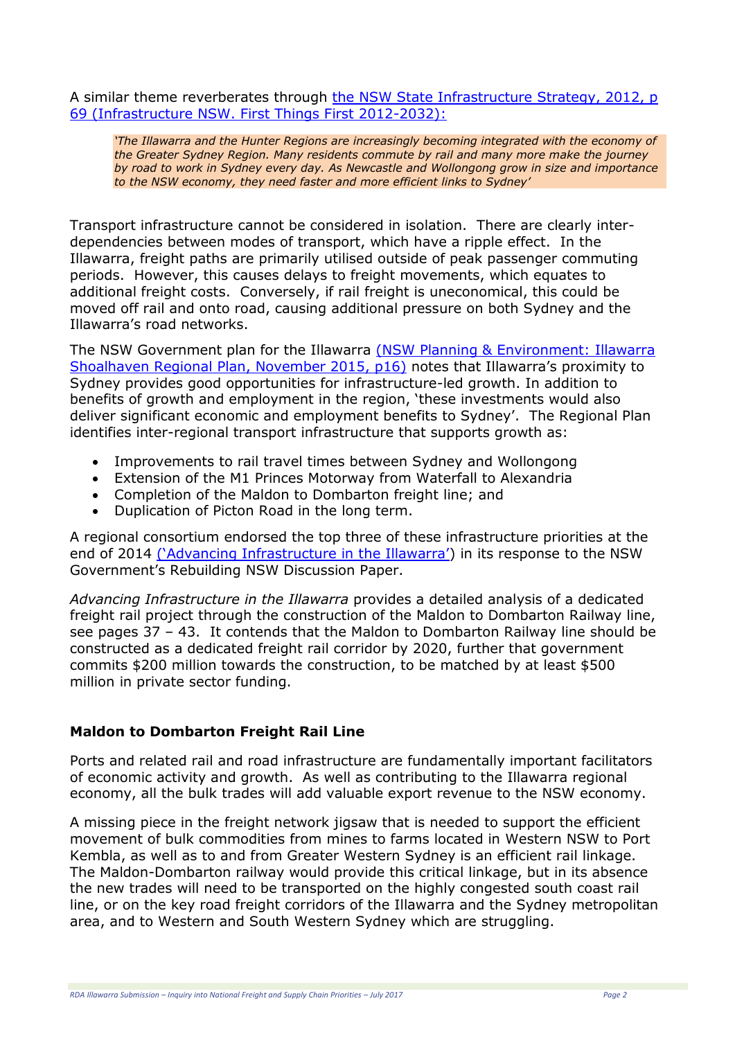A similar theme reverberates through [the NSW State Infrastructure Strategy, 2012, p 69 (Infrastructure NSW. First Things First 2012-2032):]()

> *'The Illawarra and the Hunter Regions are increasingly becoming integrated with the economy of the Greater Sydney Region. Many residents commute by rail and many more make the journey by road to work in Sydney every day. As Newcastle and Wollongong grow in size and importance to the NSW economy, they need faster and more efficient links to Sydney'*

Transport infrastructure cannot be considered in isolation. There are clearly inter-dependencies between modes of transport, which have a ripple effect. In the Illawarra, freight paths are primarily utilised outside of peak passenger commuting periods. However, this causes delays to freight movements, which equates to additional freight costs. Conversely, if rail freight is uneconomical, this could be moved off rail and onto road, causing additional pressure on both Sydney and the Illawarra's road networks.

The NSW Government plan for the Illawarra [(NSW Planning & Environment: Illawarra Shoalhaven Regional Plan, November 2015, p16)]() notes that Illawarra's proximity to Sydney provides good opportunities for infrastructure-led growth. In addition to benefits of growth and employment in the region, 'these investments would also deliver significant economic and employment benefits to Sydney'. The Regional Plan identifies inter-regional transport infrastructure that supports growth as:

- Improvements to rail travel times between Sydney and Wollongong
- Extension of the M1 Princes Motorway from Waterfall to Alexandria
- Completion of the Maldon to Dombarton freight line; and
- Duplication of Picton Road in the long term.

A regional consortium endorsed the top three of these infrastructure priorities at the end of 2014 [('Advancing Infrastructure in the Illawarra')]() in its response to the NSW Government's Rebuilding NSW Discussion Paper.

*Advancing Infrastructure in the Illawarra* provides a detailed analysis of a dedicated freight rail project through the construction of the Maldon to Dombarton Railway line, see pages 37 – 43. It contends that the Maldon to Dombarton Railway line should be constructed as a dedicated freight rail corridor by 2020, further that government commits $200 million towards the construction, to be matched by at least $500 million in private sector funding.

### Maldon to Dombarton Freight Rail Line

Ports and related rail and road infrastructure are fundamentally important facilitators of economic activity and growth. As well as contributing to the Illawarra regional economy, all the bulk trades will add valuable export revenue to the NSW economy.

A missing piece in the freight network jigsaw that is needed to support the efficient movement of bulk commodities from mines to farms located in Western NSW to Port Kembla, as well as to and from Greater Western Sydney is an efficient rail linkage. The Maldon-Dombarton railway would provide this critical linkage, but in its absence the new trades will need to be transported on the highly congested south coast rail line, or on the key road freight corridors of the Illawarra and the Sydney metropolitan area, and to Western and South Western Sydney which are struggling.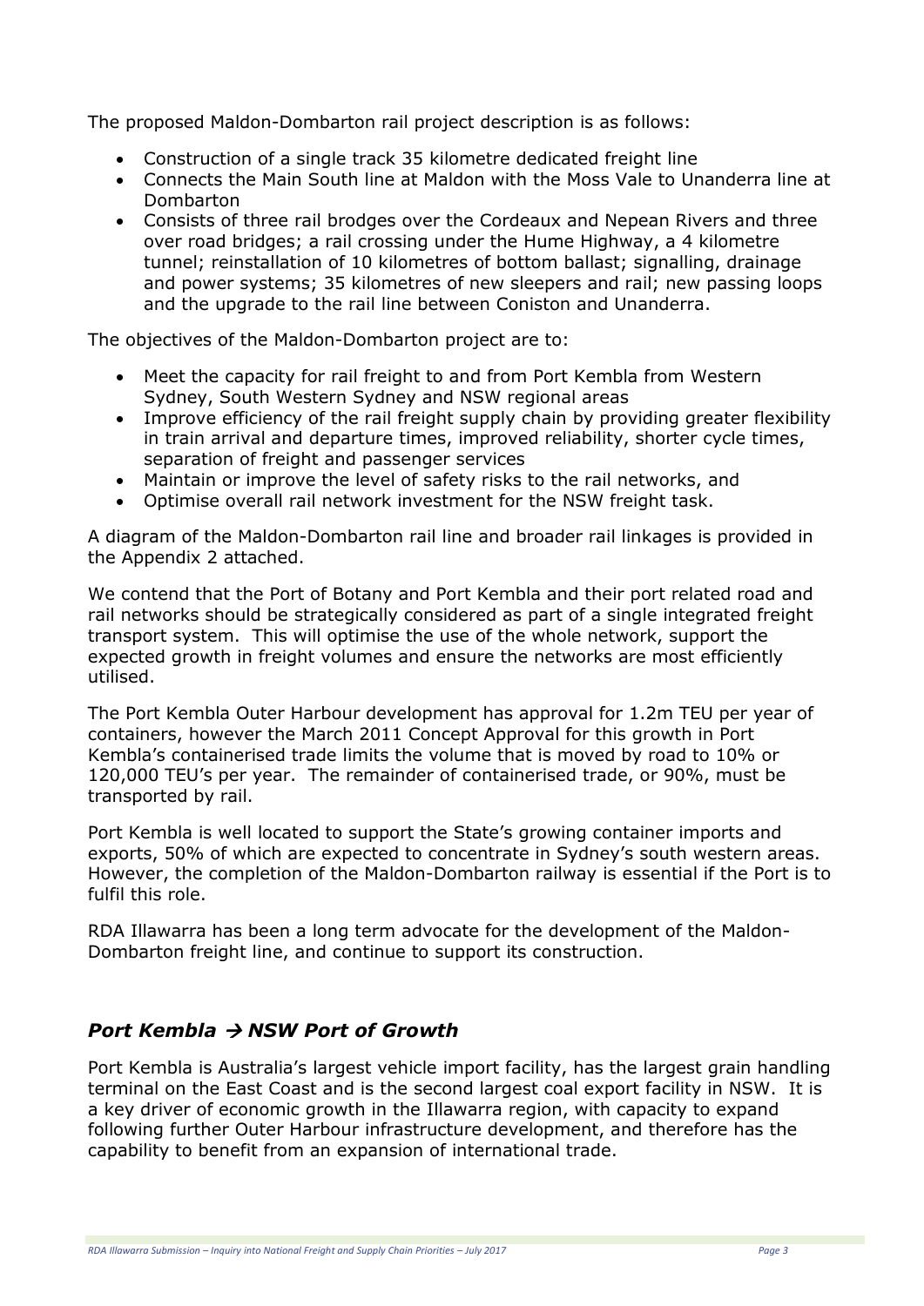The proposed Maldon-Dombarton rail project description is as follows:

- Construction of a single track 35 kilometre dedicated freight line
- Connects the Main South line at Maldon with the Moss Vale to Unanderra line at Dombarton
- Consists of three rail brodges over the Cordeaux and Nepean Rivers and three over road bridges; a rail crossing under the Hume Highway, a 4 kilometre tunnel; reinstallation of 10 kilometres of bottom ballast; signalling, drainage and power systems; 35 kilometres of new sleepers and rail; new passing loops and the upgrade to the rail line between Coniston and Unanderra.

The objectives of the Maldon-Dombarton project are to:

- Meet the capacity for rail freight to and from Port Kembla from Western Sydney, South Western Sydney and NSW regional areas
- Improve efficiency of the rail freight supply chain by providing greater flexibility in train arrival and departure times, improved reliability, shorter cycle times, separation of freight and passenger services
- Maintain or improve the level of safety risks to the rail networks, and
- Optimise overall rail network investment for the NSW freight task.

A diagram of the Maldon-Dombarton rail line and broader rail linkages is provided in the Appendix 2 attached.

We contend that the Port of Botany and Port Kembla and their port related road and rail networks should be strategically considered as part of a single integrated freight transport system. This will optimise the use of the whole network, support the expected growth in freight volumes and ensure the networks are most efficiently utilised.

The Port Kembla Outer Harbour development has approval for 1.2m TEU per year of containers, however the March 2011 Concept Approval for this growth in Port Kembla's containerised trade limits the volume that is moved by road to 10% or 120,000 TEU's per year. The remainder of containerised trade, or 90%, must be transported by rail.

Port Kembla is well located to support the State's growing container imports and exports, 50% of which are expected to concentrate in Sydney's south western areas. However, the completion of the Maldon-Dombarton railway is essential if the Port is to fulfil this role.

RDA Illawarra has been a long term advocate for the development of the Maldon-Dombarton freight line, and continue to support its construction.

## *Port Kembla → NSW Port of Growth*

Port Kembla is Australia's largest vehicle import facility, has the largest grain handling terminal on the East Coast and is the second largest coal export facility in NSW. It is a key driver of economic growth in the Illawarra region, with capacity to expand following further Outer Harbour infrastructure development, and therefore has the capability to benefit from an expansion of international trade.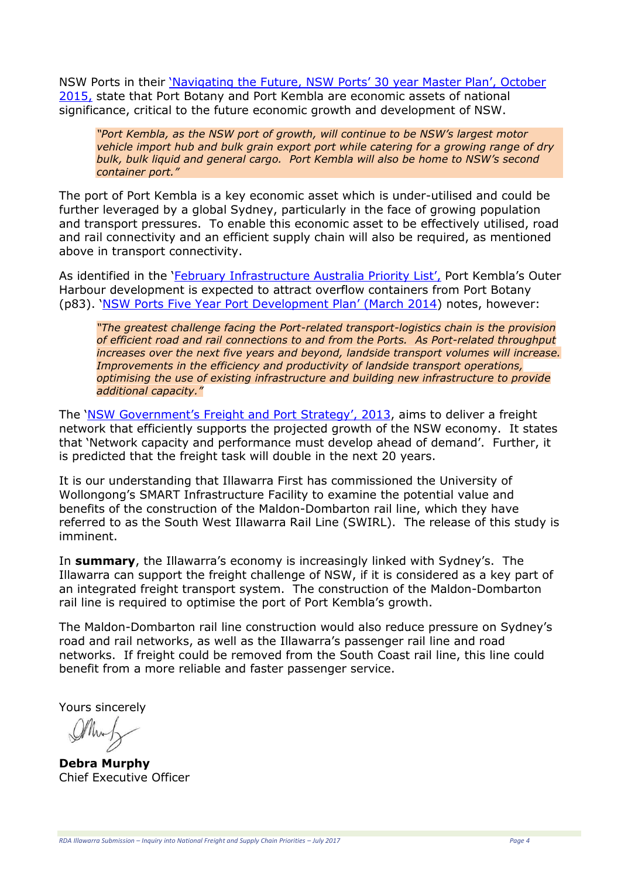NSW Ports in their 'Navigating the Future, NSW Ports' 30 year Master Plan', October 2015, state that Port Botany and Port Kembla are economic assets of national significance, critical to the future economic growth and development of NSW.

> *"Port Kembla, as the NSW port of growth, will continue to be NSW's largest motor vehicle import hub and bulk grain export port while catering for a growing range of dry bulk, bulk liquid and general cargo. Port Kembla will also be home to NSW's second container port."*

The port of Port Kembla is a key economic asset which is under-utilised and could be further leveraged by a global Sydney, particularly in the face of growing population and transport pressures. To enable this economic asset to be effectively utilised, road and rail connectivity and an efficient supply chain will also be required, as mentioned above in transport connectivity.

As identified in the 'February Infrastructure Australia Priority List', Port Kembla's Outer Harbour development is expected to attract overflow containers from Port Botany (p83). 'NSW Ports Five Year Port Development Plan' (March 2014) notes, however:

> *"The greatest challenge facing the Port-related transport-logistics chain is the provision of efficient road and rail connections to and from the Ports. As Port-related throughput increases over the next five years and beyond, landside transport volumes will increase. Improvements in the efficiency and productivity of landside transport operations, optimising the use of existing infrastructure and building new infrastructure to provide additional capacity."*

The 'NSW Government's Freight and Port Strategy', 2013, aims to deliver a freight network that efficiently supports the projected growth of the NSW economy. It states that 'Network capacity and performance must develop ahead of demand'. Further, it is predicted that the freight task will double in the next 20 years.

It is our understanding that Illawarra First has commissioned the University of Wollongong's SMART Infrastructure Facility to examine the potential value and benefits of the construction of the Maldon-Dombarton rail line, which they have referred to as the South West Illawarra Rail Line (SWIRL). The release of this study is imminent.

In **summary**, the Illawarra's economy is increasingly linked with Sydney's. The Illawarra can support the freight challenge of NSW, if it is considered as a key part of an integrated freight transport system. The construction of the Maldon-Dombarton rail line is required to optimise the port of Port Kembla's growth.

The Maldon-Dombarton rail line construction would also reduce pressure on Sydney's road and rail networks, as well as the Illawarra's passenger rail line and road networks. If freight could be removed from the South Coast rail line, this line could benefit from a more reliable and faster passenger service.

Yours sincerely

**Debra Murphy**
Chief Executive Officer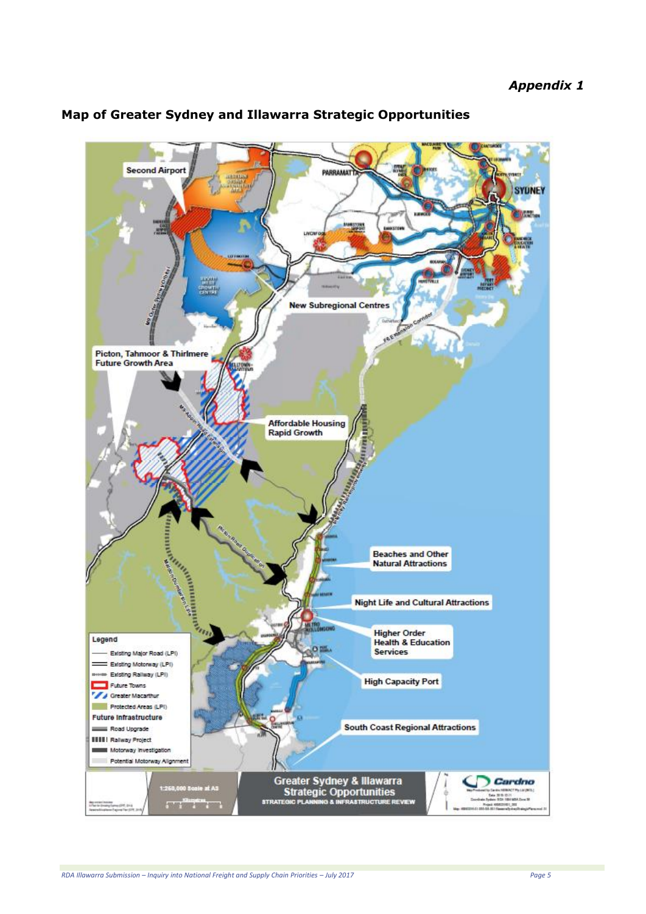*Appendix 1*

## Map of Greater Sydney and Illawarra Strategic Opportunities

Second Airport

New Subregional Centres

Picton, Tahmoor & Thirlmere Future Growth Area

Affordable Housing Rapid Growth

Beaches and Other Natural Attractions

Night Life and Cultural Attractions

Higher Order Health & Education Services

High Capacity Port

South Coast Regional Attractions

**Legend**

- Existing Major Road (LPI)
- Existing Motorway (LPI)
- Existing Railway (LPI)
- Future Towns
- Greater Macarthur
- Protected Areas (LPI)

**Future Infrastructure**

- Road Upgrade
- Railway Project
- Motorway Investigation
- Potential Motorway Alignment

1:250,000 Scale at A3

Greater Sydney & Illawarra Strategic Opportunities

STRATEGIC PLANNING & INFRASTRUCTURE REVIEW

Cardno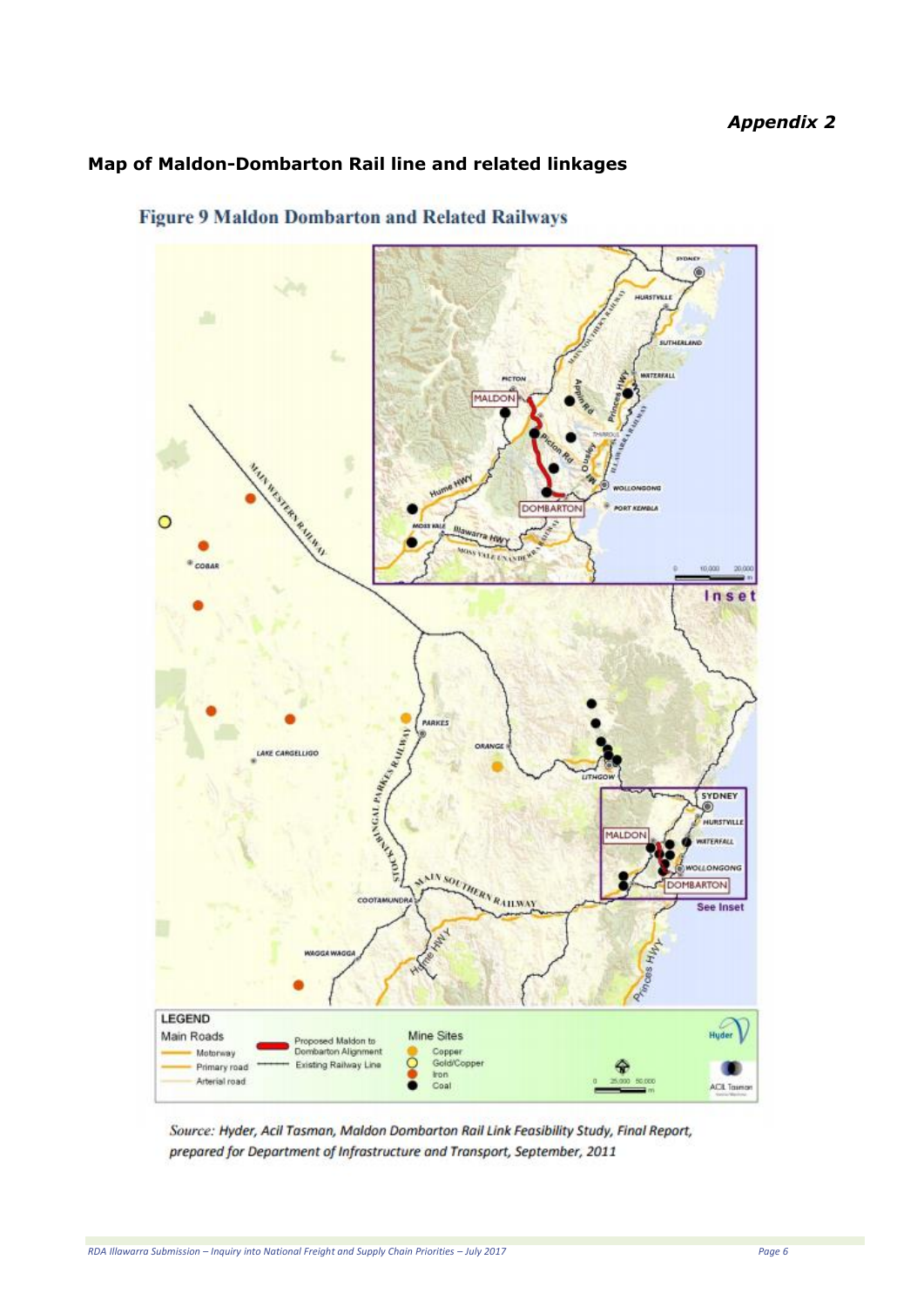*Appendix 2*

## Map of Maldon-Dombarton Rail line and related linkages

**Figure 9 Maldon Dombarton and Related Railways**

SYDNEY
HURSTVILLE
SUTHERLAND
WATERFALL
PICTON
MALDON
Appin Rd
Princes HWY
Picton Rd
Mt Ousley
THIRROUL
ILLAWARRA RAILWAY
MAIN SOUTHERN RAILWAY
Hume HWY
WOLLONGONG
DOMBARTON
PORT KEMBLA
MOSS VALE
Illawarra Hwy
MOSS VALE UNANDERRA RAILWAY
0 10,000 20,000 m
Inset

MAIN WESTERN RAILWAY
COBAR
PARKES
ORANGE
LITHGOW
LAKE CARGELLIGO
LAKE PARKES RAILWAY
STOCKINBINGAL PARKES RAILWAY
MAIN SOUTHERN RAILWAY
COOTAMUNDRA
WAGGA WAGGA
Hume HWY
Princes HWY
SYDNEY
HURSTVILLE
MALDON
WATERFALL
WOLLONGONG
DOMBARTON
See Inset

LEGEND
Main Roads
Motorway
Primary road
Arterial road
Proposed Maldon to Dombarton Alignment
Existing Railway Line
Mine Sites
Copper
Gold/Copper
Iron
Coal
0 25,000 50,000 m
Hyder
ACIL Tasman

*Source: Hyder, Acil Tasman, Maldon Dombarton Rail Link Feasibility Study, Final Report, prepared for Department of Infrastructure and Transport, September, 2011*